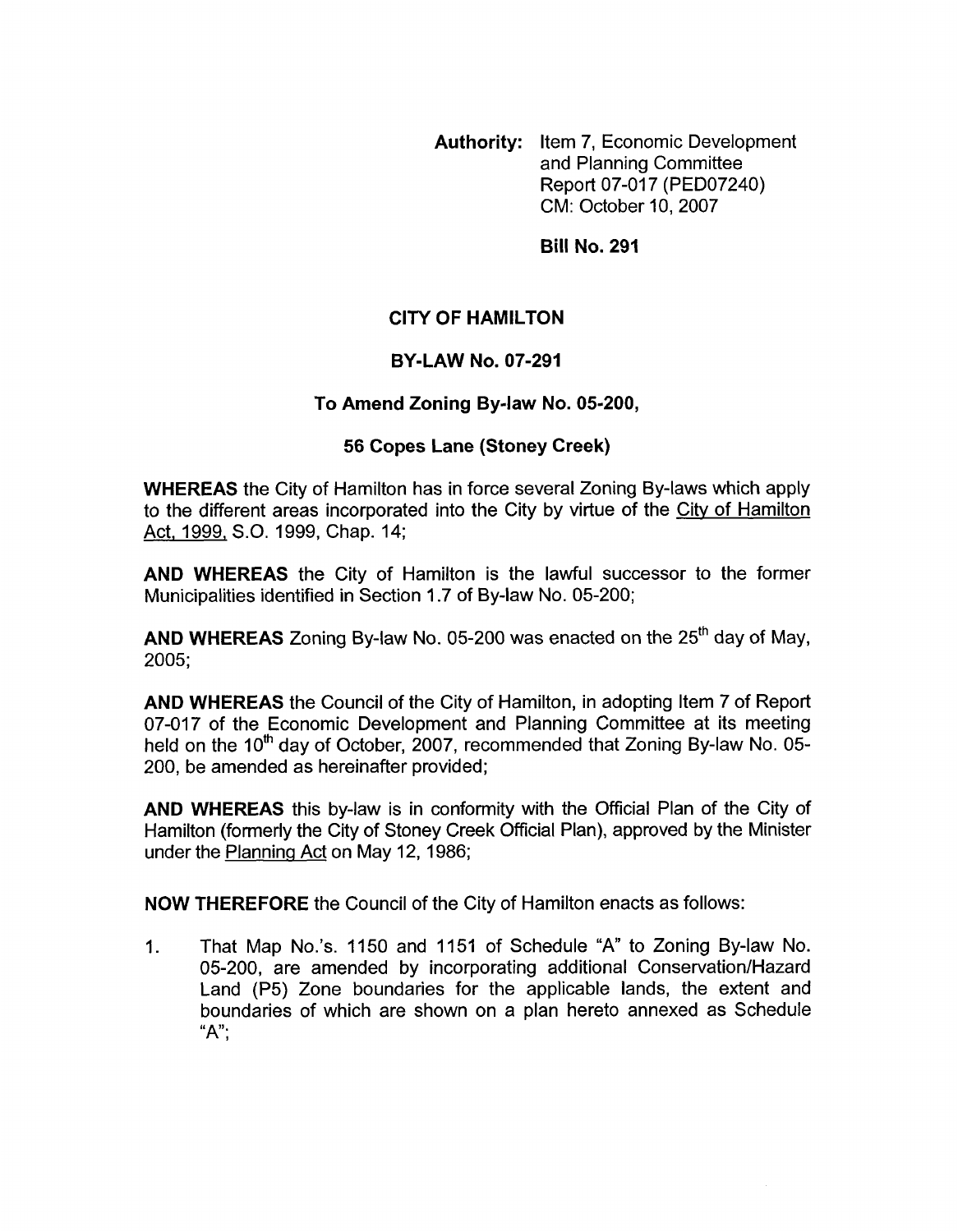**Authority:** Item 7, Economic Development and Planning Committee Report 07-017 (PED07240)
CM: October 10, 2007

**Bill No. 291**

# CITY OF HAMILTON

## BY-LAW No. 07-291

## To Amend Zoning By-law No. 05-200,

## 56 Copes Lane (Stoney Creek)

**WHEREAS** the City of Hamilton has in force several Zoning By-laws which apply to the different areas incorporated into the City by virtue of the City of Hamilton Act, 1999, S.O. 1999, Chap. 14;

**AND WHEREAS** the City of Hamilton is the lawful successor to the former Municipalities identified in Section 1.7 of By-law No. 05-200;

**AND WHEREAS** Zoning By-law No. 05-200 was enacted on the 25th day of May, 2005;

**AND WHEREAS** the Council of the City of Hamilton, in adopting Item 7 of Report 07-017 of the Economic Development and Planning Committee at its meeting held on the 10th day of October, 2007, recommended that Zoning By-law No. 05-200, be amended as hereinafter provided;

**AND WHEREAS** this by-law is in conformity with the Official Plan of the City of Hamilton (formerly the City of Stoney Creek Official Plan), approved by the Minister under the Planning Act on May 12, 1986;

**NOW THEREFORE** the Council of the City of Hamilton enacts as follows:

1. That Map No.'s. 1150 and 1151 of Schedule "A" to Zoning By-law No. 05-200, are amended by incorporating additional Conservation/Hazard Land (P5) Zone boundaries for the applicable lands, the extent and boundaries of which are shown on a plan hereto annexed as Schedule "A";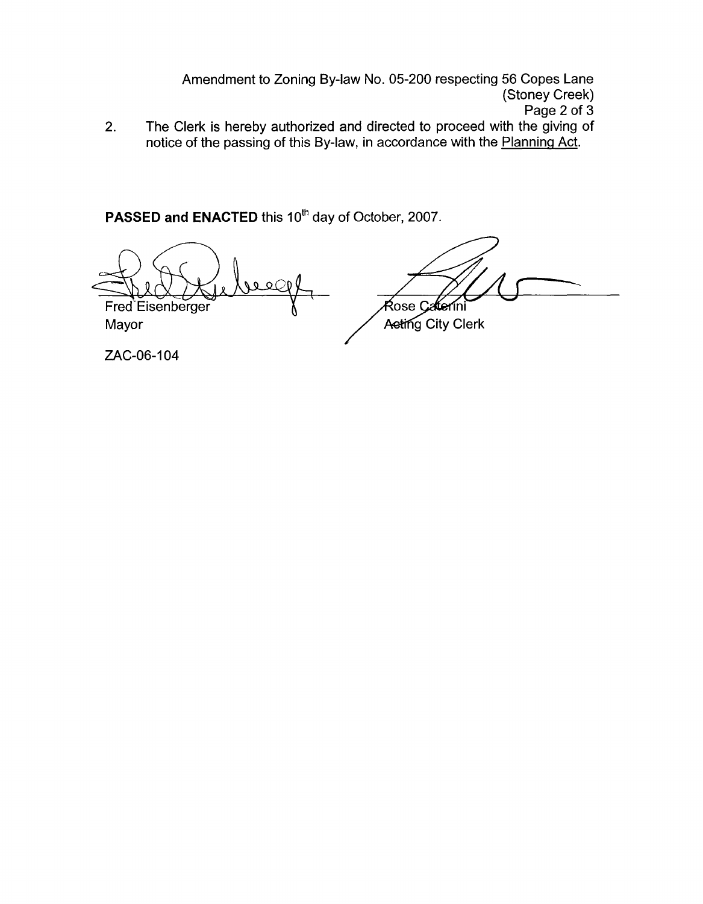Amendment to Zoning By-law No. 05-200 respecting 56 Copes Lane (Stoney Creek)

2. The Clerk is hereby authorized and directed to proceed with the giving of notice of the passing of this By-law, in accordance with the Planning Act.

**PASSED and ENACTED** this 10th day of October, 2007.

Fred Eisenberger
Mayor

Rose Caterini
Acting City Clerk

ZAC-06-104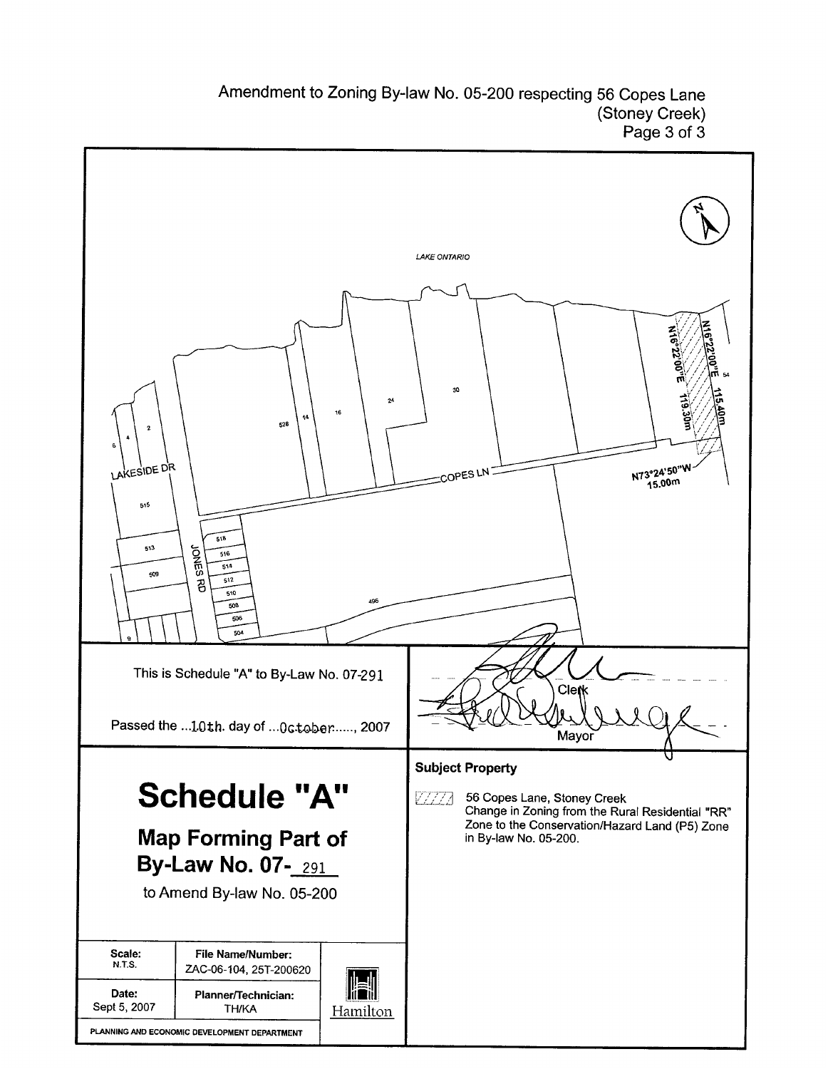Amendment to Zoning By-law No. 05-200 respecting 56 Copes Lane (Stoney Creek)

LAKE ONTARIO

N16°22'00"E 119.30m

N16°22'00"E 115.40m

54

N73°24'50"W 15.00m

LAKESIDE DR

COPES LN

JONES RD

6
4
2
528
14
16
24
30
515
513
509
518
516
514
512
510
508
506
504
496
9

This is Schedule "A" to By-Law No. 07-291

Passed the ...10th. day of ...October......, 2007

Clerk

Mayor

# Schedule "A"

## Map Forming Part of By-Law No. 07-291

to Amend By-law No. 05-200

**Subject Property**

56 Copes Lane, Stoney Creek
Change in Zoning from the Rural Residential "RR" Zone to the Conservation/Hazard Land (P5) Zone in By-law No. 05-200.

| | | |
|---|---|---|
| **Scale:** N.T.S. | **File Name/Number:** ZAC-06-104, 25T-200620 | Hamilton |
| **Date:** Sept 5, 2007 | **Planner/Technician:** TH/KA | |

PLANNING AND ECONOMIC DEVELOPMENT DEPARTMENT